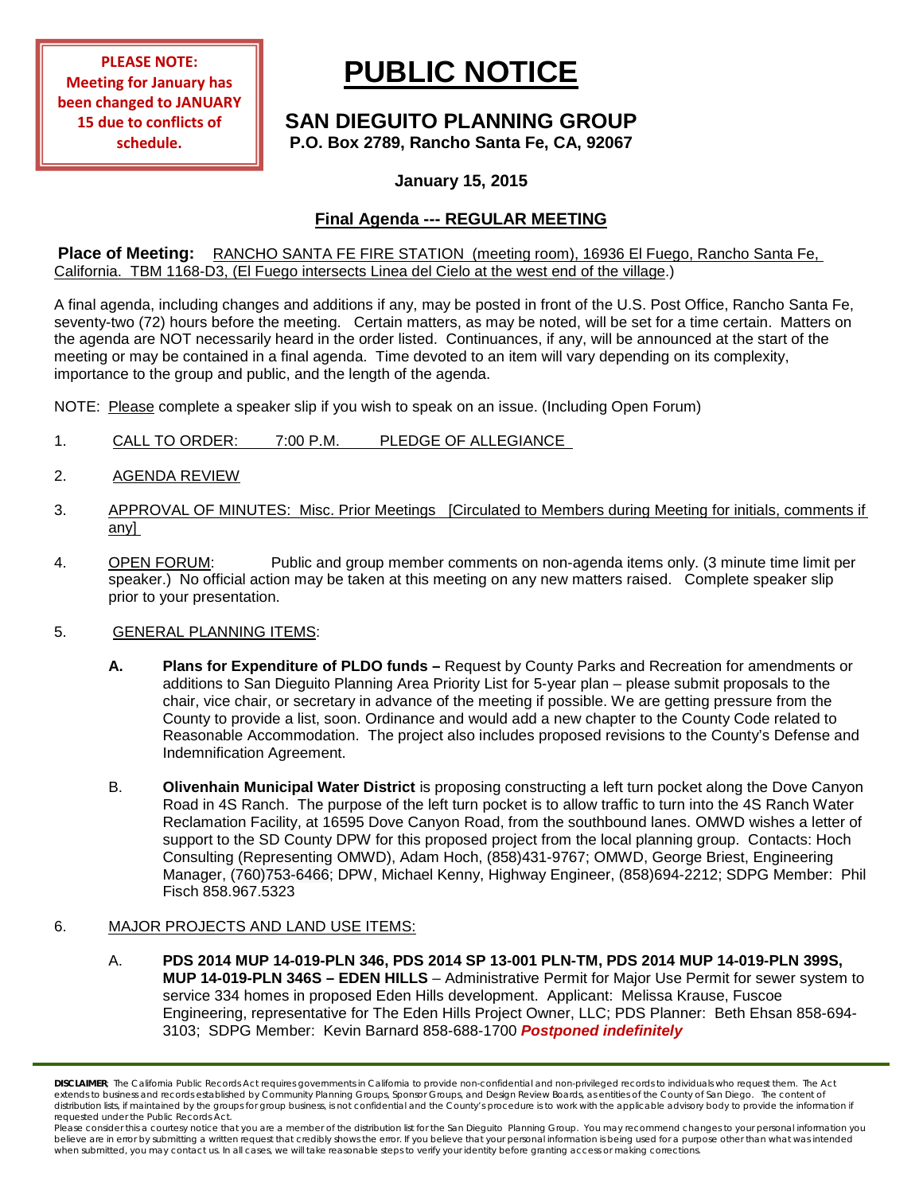**PLEASE NOTE: Meeting for January has been changed to JANUARY 15 due to conflicts of schedule.**

# PUBLIC NOTICE

## SAN DIEGUITO PLANNING GROUP

**P.O. Box 2789, Rancho Santa Fe, CA, 92067**

**January 15, 2015**

### Final Agenda --- REGULAR MEETING

**Place of Meeting:** RANCHO SANTA FE FIRE STATION (meeting room), 16936 El Fuego, Rancho Santa Fe, California. TBM 1168-D3, (El Fuego intersects Linea del Cielo at the west end of the village.)

A final agenda, including changes and additions if any, may be posted in front of the U.S. Post Office, Rancho Santa Fe, seventy-two (72) hours before the meeting. Certain matters, as may be noted, will be set for a time certain. Matters on the agenda are NOT necessarily heard in the order listed. Continuances, if any, will be announced at the start of the meeting or may be contained in a final agenda. Time devoted to an item will vary depending on its complexity, importance to the group and public, and the length of the agenda.

NOTE: Please complete a speaker slip if you wish to speak on an issue. (Including Open Forum)

1. CALL TO ORDER: 7:00 P.M. PLEDGE OF ALLEGIANCE

2. AGENDA REVIEW

3. APPROVAL OF MINUTES: Misc. Prior Meetings [Circulated to Members during Meeting for initials, comments if any]

4. OPEN FORUM: Public and group member comments on non-agenda items only. (3 minute time limit per speaker.) No official action may be taken at this meeting on any new matters raised. Complete speaker slip prior to your presentation.

5. GENERAL PLANNING ITEMS:

   **A. Plans for Expenditure of PLDO funds –** Request by County Parks and Recreation for amendments or additions to San Dieguito Planning Area Priority List for 5-year plan – please submit proposals to the chair, vice chair, or secretary in advance of the meeting if possible. We are getting pressure from the County to provide a list, soon. Ordinance and would add a new chapter to the County Code related to Reasonable Accommodation. The project also includes proposed revisions to the County's Defense and Indemnification Agreement.

   B. **Olivenhain Municipal Water District** is proposing constructing a left turn pocket along the Dove Canyon Road in 4S Ranch. The purpose of the left turn pocket is to allow traffic to turn into the 4S Ranch Water Reclamation Facility, at 16595 Dove Canyon Road, from the southbound lanes. OMWD wishes a letter of support to the SD County DPW for this proposed project from the local planning group. Contacts: Hoch Consulting (Representing OMWD), Adam Hoch, (858)431-9767; OMWD, George Briest, Engineering Manager, (760)753-6466; DPW, Michael Kenny, Highway Engineer, (858)694-2212; SDPG Member: Phil Fisch 858.967.5323

6. MAJOR PROJECTS AND LAND USE ITEMS:

   A. **PDS 2014 MUP 14-019-PLN 346, PDS 2014 SP 13-001 PLN-TM, PDS 2014 MUP 14-019-PLN 399S, MUP 14-019-PLN 346S – EDEN HILLS** – Administrative Permit for Major Use Permit for sewer system to service 334 homes in proposed Eden Hills development. Applicant: Melissa Krause, Fuscoe Engineering, representative for The Eden Hills Project Owner, LLC; PDS Planner: Beth Ehsan 858-694-3103; SDPG Member: Kevin Barnard 858-688-1700 ***Postponed indefinitely***

**DISCLAIMER;** The California Public Records Act requires governments in California to provide non-confidential and non-privileged records to individuals who request them. The Act extends to business and records established by Community Planning Groups, Sponsor Groups, and Design Review Boards, as entities of the County of San Diego. The content of distribution lists, if maintained by the groups for group business, is not confidential and the County's procedure is to work with the applicable advisory body to provide the information if requested under the Public Records Act.

Please consider this a courtesy notice that you are a member of the distribution list for the San Dieguito Planning Group. You may recommend changes to your personal information you believe are in error by submitting a written request that credibly shows the error. If you believe that your personal information is being used for a purpose other than what was intended when submitted, you may contact us. In all cases, we will take reasonable steps to verify your identity before granting access or making corrections.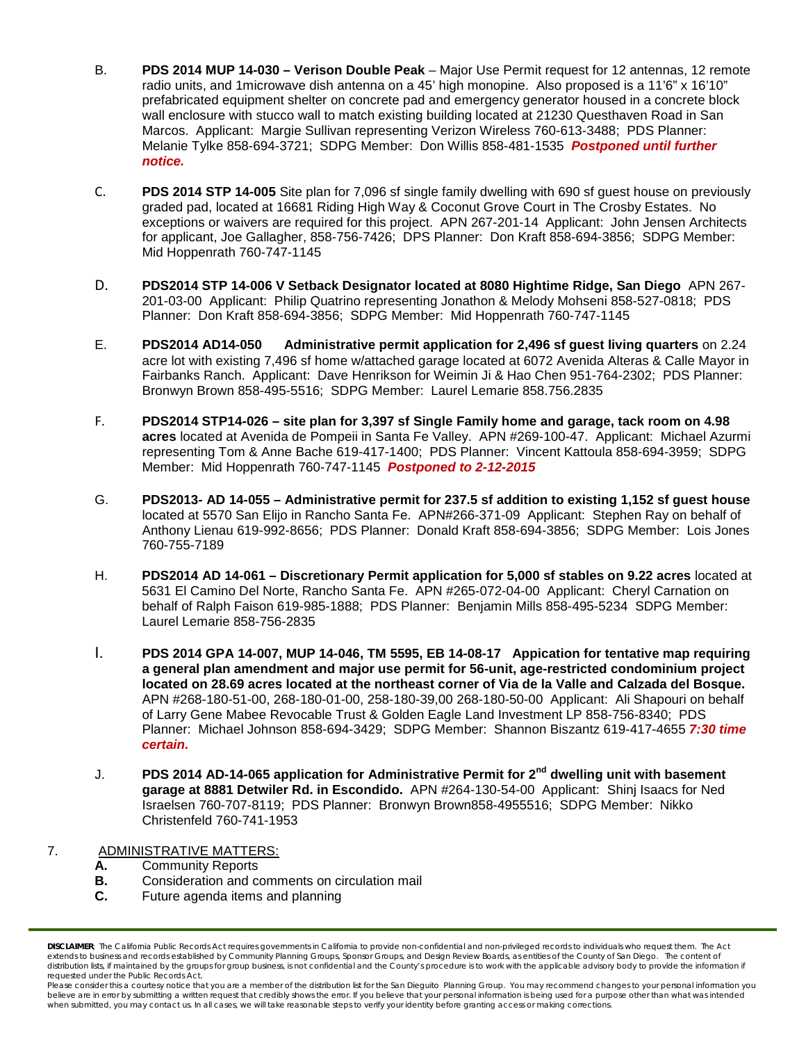B. **PDS 2014 MUP 14-030 – Verison Double Peak** – Major Use Permit request for 12 antennas, 12 remote radio units, and 1microwave dish antenna on a 45' high monopine. Also proposed is a 11'6" x 16'10" prefabricated equipment shelter on concrete pad and emergency generator housed in a concrete block wall enclosure with stucco wall to match existing building located at 21230 Questhaven Road in San Marcos. Applicant: Margie Sullivan representing Verizon Wireless 760-613-3488; PDS Planner: Melanie Tylke 858-694-3721; SDPG Member: Don Willis 858-481-1535 ***Postponed until further notice.***

C. **PDS 2014 STP 14-005** Site plan for 7,096 sf single family dwelling with 690 sf guest house on previously graded pad, located at 16681 Riding High Way & Coconut Grove Court in The Crosby Estates. No exceptions or waivers are required for this project. APN 267-201-14 Applicant: John Jensen Architects for applicant, Joe Gallagher, 858-756-7426; DPS Planner: Don Kraft 858-694-3856; SDPG Member: Mid Hoppenrath 760-747-1145

D. **PDS2014 STP 14-006 V Setback Designator located at 8080 Hightime Ridge, San Diego** APN 267-201-03-00 Applicant: Philip Quatrino representing Jonathon & Melody Mohseni 858-527-0818; PDS Planner: Don Kraft 858-694-3856; SDPG Member: Mid Hoppenrath 760-747-1145

E. **PDS2014 AD14-050 Administrative permit application for 2,496 sf guest living quarters** on 2.24 acre lot with existing 7,496 sf home w/attached garage located at 6072 Avenida Alteras & Calle Mayor in Fairbanks Ranch. Applicant: Dave Henrikson for Weimin Ji & Hao Chen 951-764-2302; PDS Planner: Bronwyn Brown 858-495-5516; SDPG Member: Laurel Lemarie 858.756.2835

F. **PDS2014 STP14-026 – site plan for 3,397 sf Single Family home and garage, tack room on 4.98 acres** located at Avenida de Pompeii in Santa Fe Valley. APN #269-100-47. Applicant: Michael Azurmi representing Tom & Anne Bache 619-417-1400; PDS Planner: Vincent Kattoula 858-694-3959; SDPG Member: Mid Hoppenrath 760-747-1145 ***Postponed to 2-12-2015***

G. **PDS2013- AD 14-055 – Administrative permit for 237.5 sf addition to existing 1,152 sf guest house** located at 5570 San Elijo in Rancho Santa Fe. APN#266-371-09 Applicant: Stephen Ray on behalf of Anthony Lienau 619-992-8656; PDS Planner: Donald Kraft 858-694-3856; SDPG Member: Lois Jones 760-755-7189

H. **PDS2014 AD 14-061 – Discretionary Permit application for 5,000 sf stables on 9.22 acres** located at 5631 El Camino Del Norte, Rancho Santa Fe. APN #265-072-04-00 Applicant: Cheryl Carnation on behalf of Ralph Faison 619-985-1888; PDS Planner: Benjamin Mills 858-495-5234 SDPG Member: Laurel Lemarie 858-756-2835

I. **PDS 2014 GPA 14-007, MUP 14-046, TM 5595, EB 14-08-17 Appication for tentative map requiring a general plan amendment and major use permit for 56-unit, age-restricted condominium project located on 28.69 acres located at the northeast corner of Via de la Valle and Calzada del Bosque.** APN #268-180-51-00, 268-180-01-00, 258-180-39,00 268-180-50-00 Applicant: Ali Shapouri on behalf of Larry Gene Mabee Revocable Trust & Golden Eagle Land Investment LP 858-756-8340; PDS Planner: Michael Johnson 858-694-3429; SDPG Member: Shannon Biszantz 619-417-4655 ***7:30 time certain.***

J. **PDS 2014 AD-14-065 application for Administrative Permit for 2nd dwelling unit with basement garage at 8881 Detwiler Rd. in Escondido.** APN #264-130-54-00 Applicant: Shinj Isaacs for Ned Israelsen 760-707-8119; PDS Planner: Bronwyn Brown858-4955516; SDPG Member: Nikko Christenfeld 760-741-1953

7. ADMINISTRATIVE MATTERS:
   - **A.** Community Reports
   - **B.** Consideration and comments on circulation mail
   - **C.** Future agenda items and planning

**DISCLAIMER**; The California Public Records Act requires governments in California to provide non-confidential and non-privileged records to individuals who request them. The Act extends to business and records established by Community Planning Groups, Sponsor Groups, and Design Review Boards, as entities of the County of San Diego. The content of distribution lists, if maintained by the groups for group business, is not confidential and the County's procedure is to work with the applicable advisory body to provide the information if requested under the Public Records Act.
Please consider this a courtesy notice that you are a member of the distribution list for the San Dieguito Planning Group. You may recommend changes to your personal information you believe are in error by submitting a written request that credibly shows the error. If you believe that your personal information is being used for a purpose other than what was intended when submitted, you may contact us. In all cases, we will take reasonable steps to verify your identity before granting access or making corrections.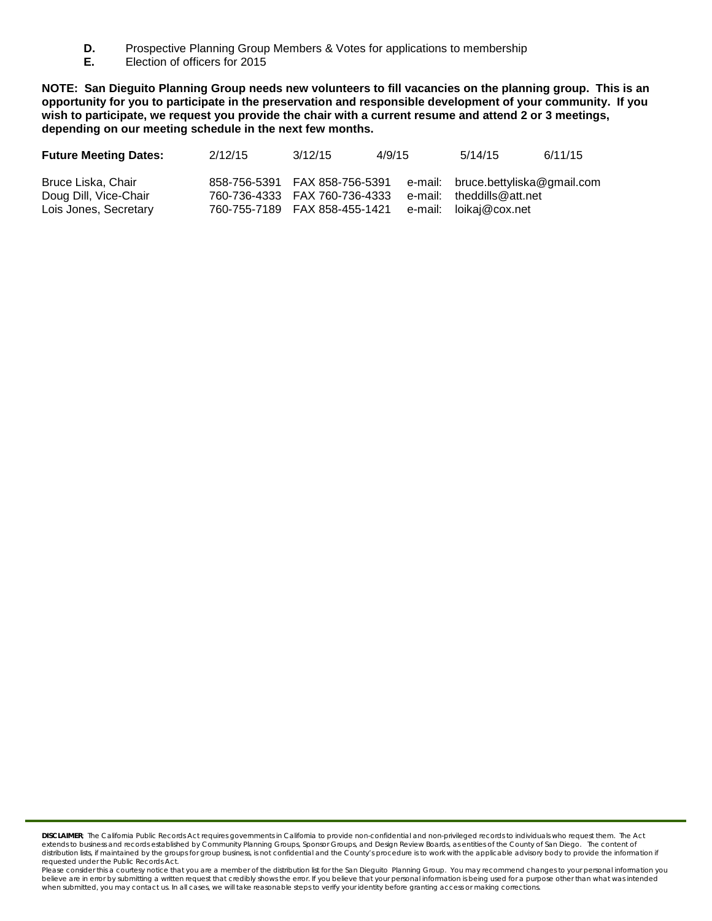**D.** Prospective Planning Group Members & Votes for applications to membership
**E.** Election of officers for 2015

**NOTE: San Dieguito Planning Group needs new volunteers to fill vacancies on the planning group. This is an opportunity for you to participate in the preservation and responsible development of your community. If you wish to participate, we request you provide the chair with a current resume and attend 2 or 3 meetings, depending on our meeting schedule in the next few months.**

| **Future Meeting Dates:** | 2/12/15 | 3/12/15 | 4/9/15 | 5/14/15 | 6/11/15 |
|---|---|---|---|---|---|

| | | | |
|---|---|---|---|
| Bruce Liska, Chair | 858-756-5391 | FAX 858-756-5391 | e-mail: bruce.bettyliska@gmail.com |
| Doug Dill, Vice-Chair | 760-736-4333 | FAX 760-736-4333 | e-mail: theddills@att.net |
| Lois Jones, Secretary | 760-755-7189 | FAX 858-455-1421 | e-mail: loikaj@cox.net |

*__DISCLAIMER__; The California Public Records Act requires governments in California to provide non-confidential and non-privileged records to individuals who request them. The Act extends to business and records established by Community Planning Groups, Sponsor Groups, and Design Review Boards, as entities of the County of San Diego. The content of distribution lists, if maintained by the groups for group business, is not confidential and the County's procedure is to work with the applicable advisory body to provide the information if requested under the Public Records Act.*
*Please consider this a courtesy notice that you are a member of the distribution list for the San Dieguito Planning Group. You may recommend changes to your personal information you believe are in error by submitting a written request that credibly shows the error. If you believe that your personal information is being used for a purpose other than what was intended when submitted, you may contact us. In all cases, we will take reasonable steps to verify your identity before granting access or making corrections.*